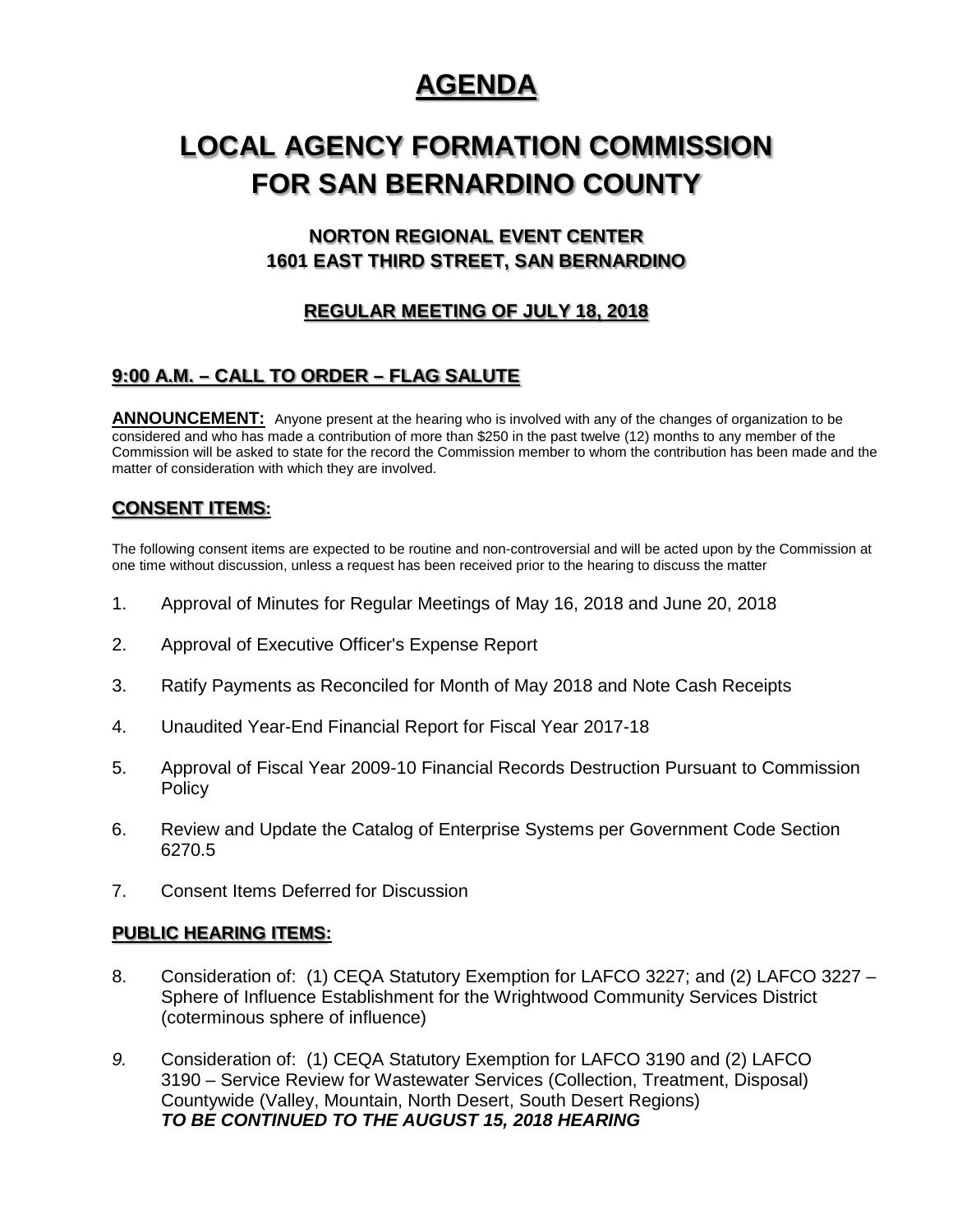# AGENDA

# LOCAL AGENCY FORMATION COMMISSION FOR SAN BERNARDINO COUNTY

### NORTON REGIONAL EVENT CENTER
### 1601 EAST THIRD STREET, SAN BERNARDINO

### REGULAR MEETING OF JULY 18, 2018

## 9:00 A.M. – CALL TO ORDER – FLAG SALUTE

**ANNOUNCEMENT:** Anyone present at the hearing who is involved with any of the changes of organization to be considered and who has made a contribution of more than $250 in the past twelve (12) months to any member of the Commission will be asked to state for the record the Commission member to whom the contribution has been made and the matter of consideration with which they are involved.

## CONSENT ITEMS:

The following consent items are expected to be routine and non-controversial and will be acted upon by the Commission at one time without discussion, unless a request has been received prior to the hearing to discuss the matter

1. Approval of Minutes for Regular Meetings of May 16, 2018 and June 20, 2018
2. Approval of Executive Officer's Expense Report
3. Ratify Payments as Reconciled for Month of May 2018 and Note Cash Receipts
4. Unaudited Year-End Financial Report for Fiscal Year 2017-18
5. Approval of Fiscal Year 2009-10 Financial Records Destruction Pursuant to Commission Policy
6. Review and Update the Catalog of Enterprise Systems per Government Code Section 6270.5
7. Consent Items Deferred for Discussion

## PUBLIC HEARING ITEMS:

8. Consideration of: (1) CEQA Statutory Exemption for LAFCO 3227; and (2) LAFCO 3227 – Sphere of Influence Establishment for the Wrightwood Community Services District (coterminous sphere of influence)
9. Consideration of: (1) CEQA Statutory Exemption for LAFCO 3190 and (2) LAFCO 3190 – Service Review for Wastewater Services (Collection, Treatment, Disposal) Countywide (Valley, Mountain, North Desert, South Desert Regions)
***TO BE CONTINUED TO THE AUGUST 15, 2018 HEARING***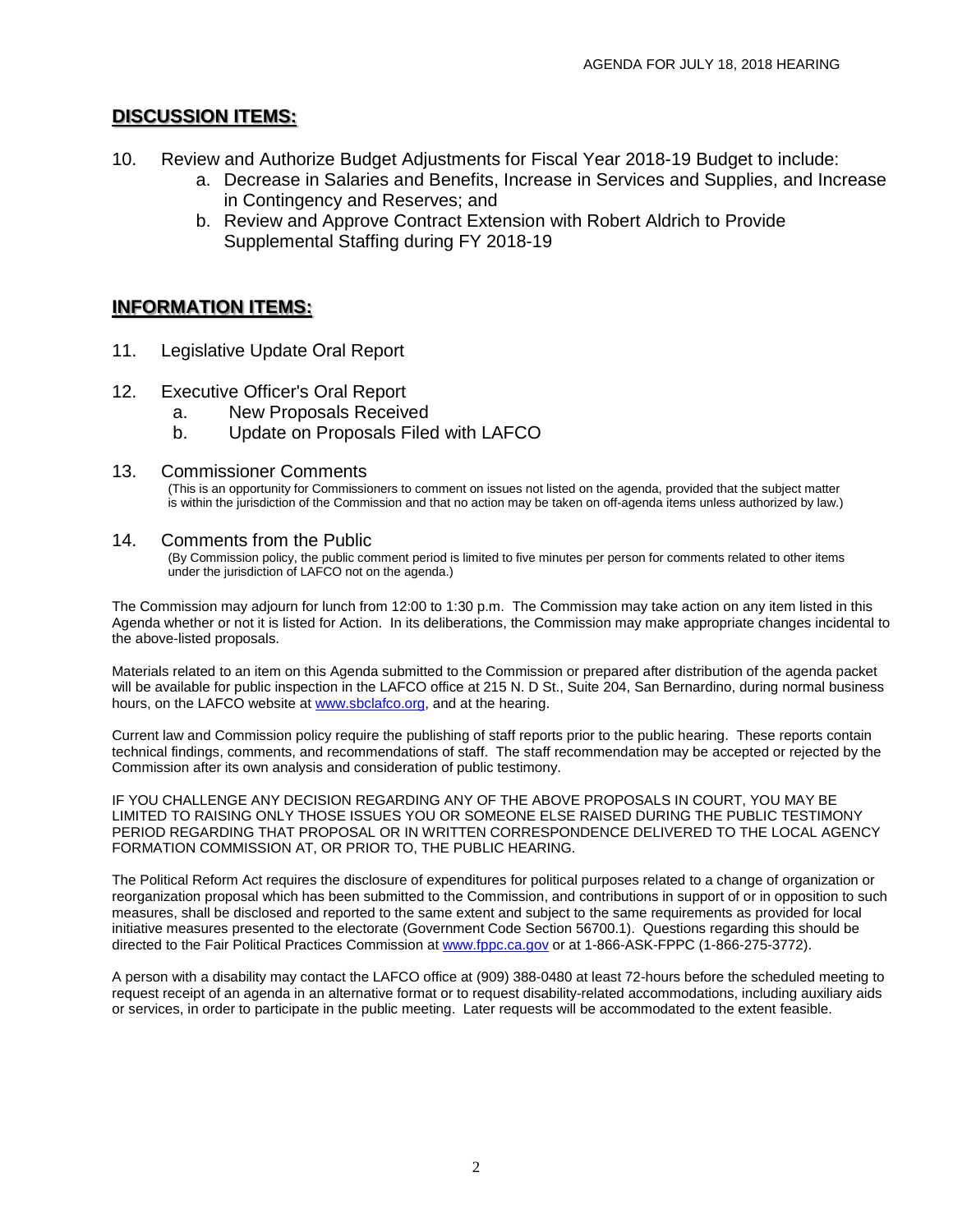## DISCUSSION ITEMS:

10. Review and Authorize Budget Adjustments for Fiscal Year 2018-19 Budget to include:
    a. Decrease in Salaries and Benefits, Increase in Services and Supplies, and Increase in Contingency and Reserves; and
    b. Review and Approve Contract Extension with Robert Aldrich to Provide Supplemental Staffing during FY 2018-19

## INFORMATION ITEMS:

11. Legislative Update Oral Report

12. Executive Officer's Oral Report
    a. New Proposals Received
    b. Update on Proposals Filed with LAFCO

13. Commissioner Comments
    (This is an opportunity for Commissioners to comment on issues not listed on the agenda, provided that the subject matter is within the jurisdiction of the Commission and that no action may be taken on off-agenda items unless authorized by law.)

14. Comments from the Public
    (By Commission policy, the public comment period is limited to five minutes per person for comments related to other items under the jurisdiction of LAFCO not on the agenda.)

The Commission may adjourn for lunch from 12:00 to 1:30 p.m. The Commission may take action on any item listed in this Agenda whether or not it is listed for Action. In its deliberations, the Commission may make appropriate changes incidental to the above-listed proposals.

Materials related to an item on this Agenda submitted to the Commission or prepared after distribution of the agenda packet will be available for public inspection in the LAFCO office at 215 N. D St., Suite 204, San Bernardino, during normal business hours, on the LAFCO website at www.sbclafco.org, and at the hearing.

Current law and Commission policy require the publishing of staff reports prior to the public hearing. These reports contain technical findings, comments, and recommendations of staff. The staff recommendation may be accepted or rejected by the Commission after its own analysis and consideration of public testimony.

IF YOU CHALLENGE ANY DECISION REGARDING ANY OF THE ABOVE PROPOSALS IN COURT, YOU MAY BE LIMITED TO RAISING ONLY THOSE ISSUES YOU OR SOMEONE ELSE RAISED DURING THE PUBLIC TESTIMONY PERIOD REGARDING THAT PROPOSAL OR IN WRITTEN CORRESPONDENCE DELIVERED TO THE LOCAL AGENCY FORMATION COMMISSION AT, OR PRIOR TO, THE PUBLIC HEARING.

The Political Reform Act requires the disclosure of expenditures for political purposes related to a change of organization or reorganization proposal which has been submitted to the Commission, and contributions in support of or in opposition to such measures, shall be disclosed and reported to the same extent and subject to the same requirements as provided for local initiative measures presented to the electorate (Government Code Section 56700.1). Questions regarding this should be directed to the Fair Political Practices Commission at www.fppc.ca.gov or at 1-866-ASK-FPPC (1-866-275-3772).

A person with a disability may contact the LAFCO office at (909) 388-0480 at least 72-hours before the scheduled meeting to request receipt of an agenda in an alternative format or to request disability-related accommodations, including auxiliary aids or services, in order to participate in the public meeting. Later requests will be accommodated to the extent feasible.